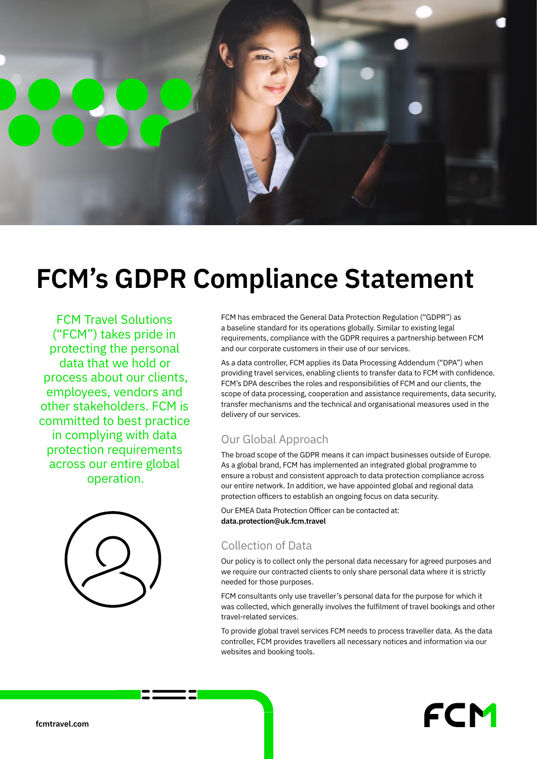# FCM's GDPR Compliance Statement

FCM Travel Solutions ("FCM") takes pride in protecting the personal data that we hold or process about our clients, employees, vendors and other stakeholders. FCM is committed to best practice in complying with data protection requirements across our entire global operation.

FCM has embraced the General Data Protection Regulation ("GDPR") as a baseline standard for its operations globally. Similar to existing legal requirements, compliance with the GDPR requires a partnership between FCM and our corporate customers in their use of our services.

As a data controller, FCM applies its Data Processing Addendum ("DPA") when providing travel services, enabling clients to transfer data to FCM with confidence. FCM's DPA describes the roles and responsibilities of FCM and our clients, the scope of data processing, cooperation and assistance requirements, data security, transfer mechanisms and the technical and organisational measures used in the delivery of our services.

## Our Global Approach

The broad scope of the GDPR means it can impact businesses outside of Europe. As a global brand, FCM has implemented an integrated global programme to ensure a robust and consistent approach to data protection compliance across our entire network. In addition, we have appointed global and regional data protection officers to establish an ongoing focus on data security.

Our EMEA Data Protection Officer can be contacted at:
**data.protection@uk.fcm.travel**

## Collection of Data

Our policy is to collect only the personal data necessary for agreed purposes and we require our contracted clients to only share personal data where it is strictly needed for those purposes.

FCM consultants only use traveller's personal data for the purpose for which it was collected, which generally involves the fulfilment of travel bookings and other travel-related services.

To provide global travel services FCM needs to process traveller data. As the data controller, FCM provides travellers all necessary notices and information via our websites and booking tools.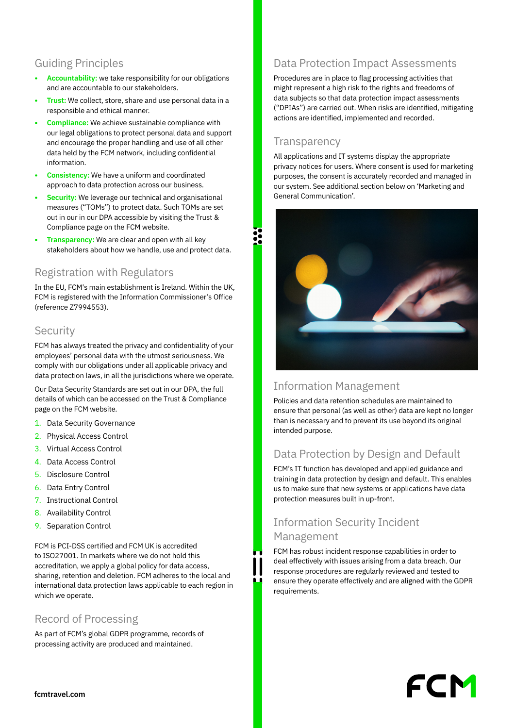## Guiding Principles

- **Accountability:** we take responsibility for our obligations and are accountable to our stakeholders.
- **Trust:** We collect, store, share and use personal data in a responsible and ethical manner.
- **Compliance:** We achieve sustainable compliance with our legal obligations to protect personal data and support and encourage the proper handling and use of all other data held by the FCM network, including confidential information.
- **Consistency:** We have a uniform and coordinated approach to data protection across our business.
- **Security:** We leverage our technical and organisational measures ("TOMs") to protect data. Such TOMs are set out in our in our DPA accessible by visiting the Trust & Compliance page on the FCM website.
- **Transparency:** We are clear and open with all key stakeholders about how we handle, use and protect data.

## Registration with Regulators

In the EU, FCM's main establishment is Ireland. Within the UK, FCM is registered with the Information Commissioner's Office (reference Z7994553).

## Security

FCM has always treated the privacy and confidentiality of your employees' personal data with the utmost seriousness. We comply with our obligations under all applicable privacy and data protection laws, in all the jurisdictions where we operate.

Our Data Security Standards are set out in our DPA, the full details of which can be accessed on the Trust & Compliance page on the FCM website.

1. Data Security Governance
2. Physical Access Control
3. Virtual Access Control
4. Data Access Control
5. Disclosure Control
6. Data Entry Control
7. Instructional Control
8. Availability Control
9. Separation Control

FCM is PCI-DSS certified and FCM UK is accredited to ISO27001. In markets where we do not hold this accreditation, we apply a global policy for data access, sharing, retention and deletion. FCM adheres to the local and international data protection laws applicable to each region in which we operate.

## Record of Processing

As part of FCM's global GDPR programme, records of processing activity are produced and maintained.

## Data Protection Impact Assessments

Procedures are in place to flag processing activities that might represent a high risk to the rights and freedoms of data subjects so that data protection impact assessments ("DPIAs") are carried out. When risks are identified, mitigating actions are identified, implemented and recorded.

## Transparency

All applications and IT systems display the appropriate privacy notices for users. Where consent is used for marketing purposes, the consent is accurately recorded and managed in our system. See additional section below on 'Marketing and General Communication'.

## Information Management

Policies and data retention schedules are maintained to ensure that personal (as well as other) data are kept no longer than is necessary and to prevent its use beyond its original intended purpose.

## Data Protection by Design and Default

FCM's IT function has developed and applied guidance and training in data protection by design and default. This enables us to make sure that new systems or applications have data protection measures built in up-front.

## Information Security Incident Management

FCM has robust incident response capabilities in order to deal effectively with issues arising from a data breach. Our response procedures are regularly reviewed and tested to ensure they operate effectively and are aligned with the GDPR requirements.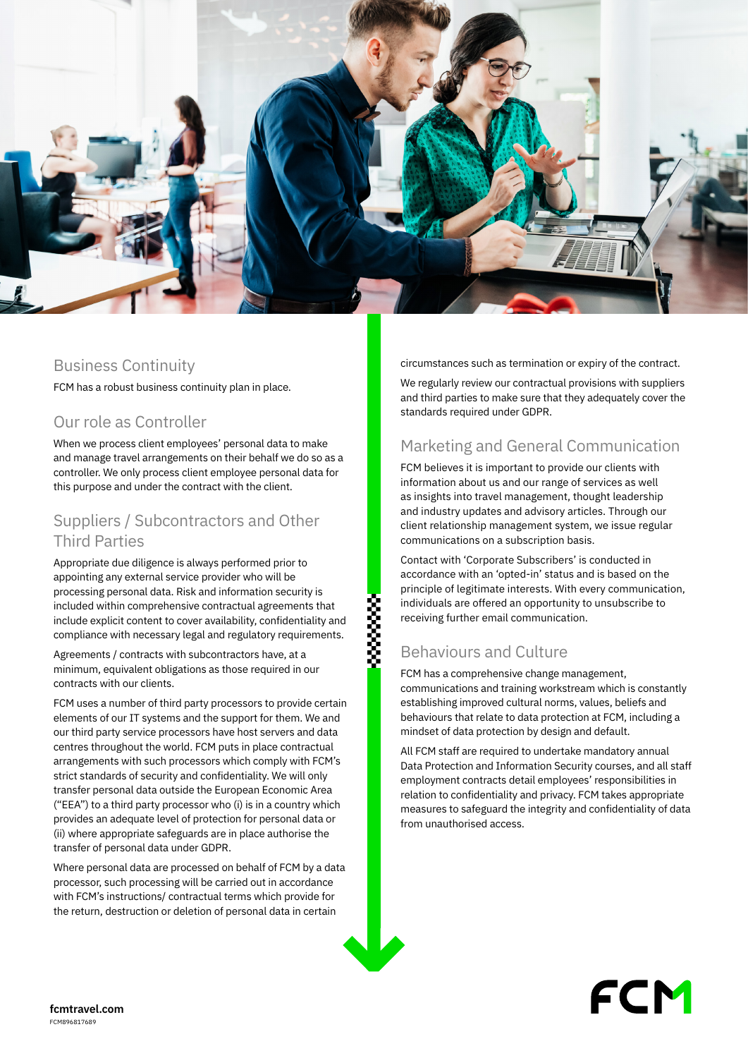## Business Continuity

FCM has a robust business continuity plan in place.

## Our role as Controller

When we process client employees' personal data to make and manage travel arrangements on their behalf we do so as a controller. We only process client employee personal data for this purpose and under the contract with the client.

## Suppliers / Subcontractors and Other Third Parties

Appropriate due diligence is always performed prior to appointing any external service provider who will be processing personal data. Risk and information security is included within comprehensive contractual agreements that include explicit content to cover availability, confidentiality and compliance with necessary legal and regulatory requirements.

Agreements / contracts with subcontractors have, at a minimum, equivalent obligations as those required in our contracts with our clients.

FCM uses a number of third party processors to provide certain elements of our IT systems and the support for them. We and our third party service processors have host servers and data centres throughout the world. FCM puts in place contractual arrangements with such processors which comply with FCM's strict standards of security and confidentiality. We will only transfer personal data outside the European Economic Area ("EEA") to a third party processor who (i) is in a country which provides an adequate level of protection for personal data or (ii) where appropriate safeguards are in place authorise the transfer of personal data under GDPR.

Where personal data are processed on behalf of FCM by a data processor, such processing will be carried out in accordance with FCM's instructions/ contractual terms which provide for the return, destruction or deletion of personal data in certain circumstances such as termination or expiry of the contract.

We regularly review our contractual provisions with suppliers and third parties to make sure that they adequately cover the standards required under GDPR.

## Marketing and General Communication

FCM believes it is important to provide our clients with information about us and our range of services as well as insights into travel management, thought leadership and industry updates and advisory articles. Through our client relationship management system, we issue regular communications on a subscription basis.

Contact with 'Corporate Subscribers' is conducted in accordance with an 'opted-in' status and is based on the principle of legitimate interests. With every communication, individuals are offered an opportunity to unsubscribe to receiving further email communication.

## Behaviours and Culture

FCM has a comprehensive change management, communications and training workstream which is constantly establishing improved cultural norms, values, beliefs and behaviours that relate to data protection at FCM, including a mindset of data protection by design and default.

All FCM staff are required to undertake mandatory annual Data Protection and Information Security courses, and all staff employment contracts detail employees' responsibilities in relation to confidentiality and privacy. FCM takes appropriate measures to safeguard the integrity and confidentiality of data from unauthorised access.

**fcmtravel.com**

FCM896817689